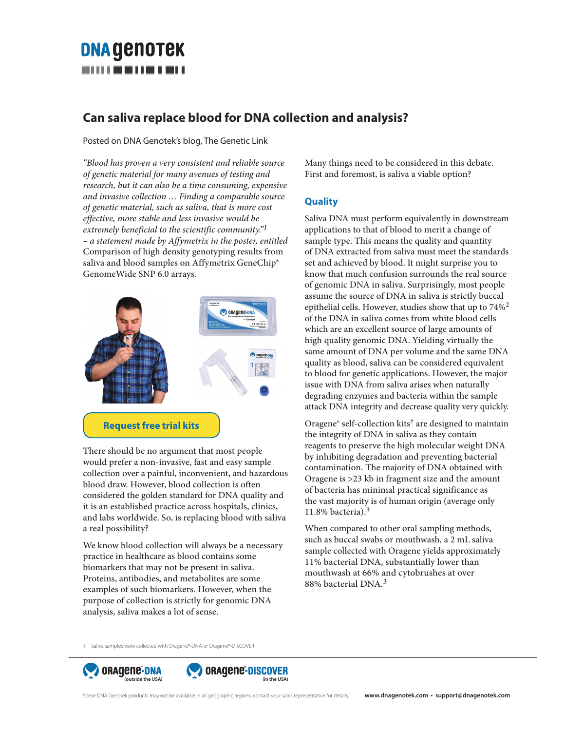# Can saliva replace blood for DNA collection and analysis?

Posted on DNA Genotek's blog, The Genetic Link

*"Blood has proven a very consistent and reliable source of genetic material for many avenues of testing and research, but it can also be a time consuming, expensive and invasive collection … Finding a comparable source of genetic material, such as saliva, that is more cost effective, more stable and less invasive would be extremely beneficial to the scientific community."[1]* – a statement made by Affymetrix in the poster, entitled Comparison of high density genotyping results from saliva and blood samples on Affymetrix GeneChip® GenomeWide SNP 6.0 arrays.

**Request free trial kits**

There should be no argument that most people would prefer a non-invasive, fast and easy sample collection over a painful, inconvenient, and hazardous blood draw. However, blood collection is often considered the golden standard for DNA quality and it is an established practice across hospitals, clinics, and labs worldwide. So, is replacing blood with saliva a real possibility?

We know blood collection will always be a necessary practice in healthcare as blood contains some biomarkers that may not be present in saliva. Proteins, antibodies, and metabolites are some examples of such biomarkers. However, when the purpose of collection is strictly for genomic DNA analysis, saliva makes a lot of sense.

Many things need to be considered in this debate. First and foremost, is saliva a viable option?

## Quality

Saliva DNA must perform equivalently in downstream applications to that of blood to merit a change of sample type. This means the quality and quantity of DNA extracted from saliva must meet the standards set and achieved by blood. It might surprise you to know that much confusion surrounds the real source of genomic DNA in saliva. Surprisingly, most people assume the source of DNA in saliva is strictly buccal epithelial cells. However, studies show that up to 74%[2] of the DNA in saliva comes from white blood cells which are an excellent source of large amounts of high quality genomic DNA. Yielding virtually the same amount of DNA per volume and the same DNA quality as blood, saliva can be considered equivalent to blood for genetic applications. However, the major issue with DNA from saliva arises when naturally degrading enzymes and bacteria within the sample attack DNA integrity and decrease quality very quickly.

Oragene® self-collection kits† are designed to maintain the integrity of DNA in saliva as they contain reagents to preserve the high molecular weight DNA by inhibiting degradation and preventing bacterial contamination. The majority of DNA obtained with Oragene is >23 kb in fragment size and the amount of bacteria has minimal practical significance as the vast majority is of human origin (average only 11.8% bacteria).[3]

When compared to other oral sampling methods, such as buccal swabs or mouthwash, a 2 mL saliva sample collected with Oragene yields approximately 11% bacterial DNA, substantially lower than mouthwash at 66% and cytobrushes at over 88% bacterial DNA.[3]

† Saliva samples were collected with Oragene®•DNA or Oragene®•DISCOVER

Oragene•DNA (outside the USA) Oragene•DISCOVER (in the USA)

Some DNA Genotek products may not be available in all geographic regions, contact your sales representative for details. www.dnagenotek.com • support@dnagenotek.com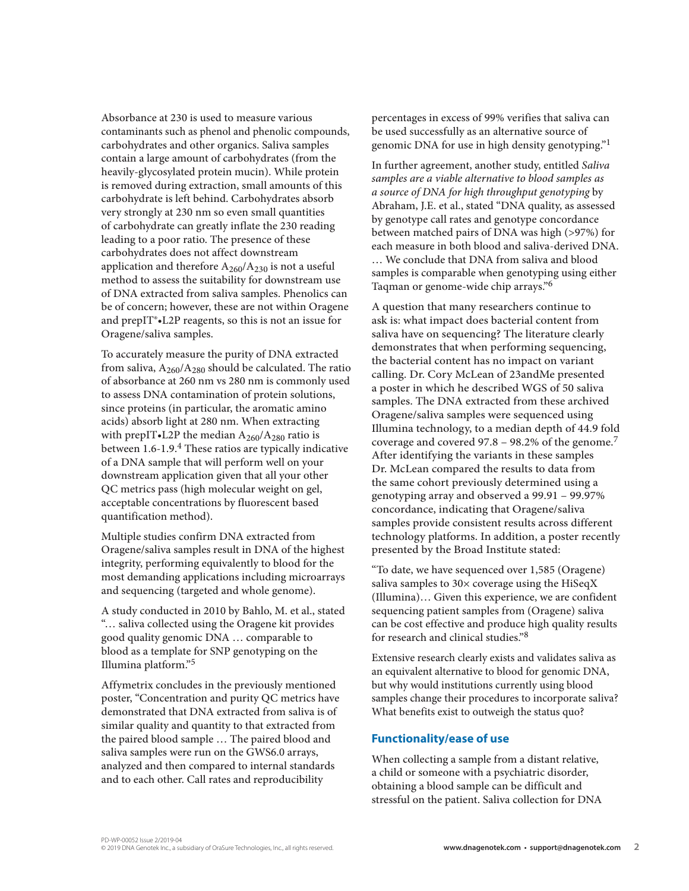Absorbance at 230 is used to measure various contaminants such as phenol and phenolic compounds, carbohydrates and other organics. Saliva samples contain a large amount of carbohydrates (from the heavily-glycosylated protein mucin). While protein is removed during extraction, small amounts of this carbohydrate is left behind. Carbohydrates absorb very strongly at 230 nm so even small quantities of carbohydrate can greatly inflate the 230 reading leading to a poor ratio. The presence of these carbohydrates does not affect downstream application and therefore $A_{260}/A_{230}$ is not a useful method to assess the suitability for downstream use of DNA extracted from saliva samples. Phenolics can be of concern; however, these are not within Oragene and prepIT®•L2P reagents, so this is not an issue for Oragene/saliva samples.

To accurately measure the purity of DNA extracted from saliva, $A_{260}/A_{280}$ should be calculated. The ratio of absorbance at 260 nm vs 280 nm is commonly used to assess DNA contamination of protein solutions, since proteins (in particular, the aromatic amino acids) absorb light at 280 nm. When extracting with prepIT•L2P the median $A_{260}/A_{280}$ ratio is between 1.6-1.9.[4] These ratios are typically indicative of a DNA sample that will perform well on your downstream application given that all your other QC metrics pass (high molecular weight on gel, acceptable concentrations by fluorescent based quantification method).

Multiple studies confirm DNA extracted from Oragene/saliva samples result in DNA of the highest integrity, performing equivalently to blood for the most demanding applications including microarrays and sequencing (targeted and whole genome).

A study conducted in 2010 by Bahlo, M. et al., stated "… saliva collected using the Oragene kit provides good quality genomic DNA … comparable to blood as a template for SNP genotyping on the Illumina platform."[5]

Affymetrix concludes in the previously mentioned poster, "Concentration and purity QC metrics have demonstrated that DNA extracted from saliva is of similar quality and quantity to that extracted from the paired blood sample … The paired blood and saliva samples were run on the GWS6.0 arrays, analyzed and then compared to internal standards and to each other. Call rates and reproducibility percentages in excess of 99% verifies that saliva can be used successfully as an alternative source of genomic DNA for use in high density genotyping."[1]

In further agreement, another study, entitled *Saliva samples are a viable alternative to blood samples as a source of DNA for high throughput genotyping* by Abraham, J.E. et al., stated "DNA quality, as assessed by genotype call rates and genotype concordance between matched pairs of DNA was high (>97%) for each measure in both blood and saliva-derived DNA. … We conclude that DNA from saliva and blood samples is comparable when genotyping using either Taqman or genome-wide chip arrays."[6]

A question that many researchers continue to ask is: what impact does bacterial content from saliva have on sequencing? The literature clearly demonstrates that when performing sequencing, the bacterial content has no impact on variant calling. Dr. Cory McLean of 23andMe presented a poster in which he described WGS of 50 saliva samples. The DNA extracted from these archived Oragene/saliva samples were sequenced using Illumina technology, to a median depth of 44.9 fold coverage and covered 97.8 – 98.2% of the genome.[7] After identifying the variants in these samples Dr. McLean compared the results to data from the same cohort previously determined using a genotyping array and observed a 99.91 – 99.97% concordance, indicating that Oragene/saliva samples provide consistent results across different technology platforms. In addition, a poster recently presented by the Broad Institute stated:

"To date, we have sequenced over 1,585 (Oragene) saliva samples to 30× coverage using the HiSeqX (Illumina)… Given this experience, we are confident sequencing patient samples from (Oragene) saliva can be cost effective and produce high quality results for research and clinical studies."[8]

Extensive research clearly exists and validates saliva as an equivalent alternative to blood for genomic DNA, but why would institutions currently using blood samples change their procedures to incorporate saliva? What benefits exist to outweigh the status quo?

## Functionality/ease of use

When collecting a sample from a distant relative, a child or someone with a psychiatric disorder, obtaining a blood sample can be difficult and stressful on the patient. Saliva collection for DNA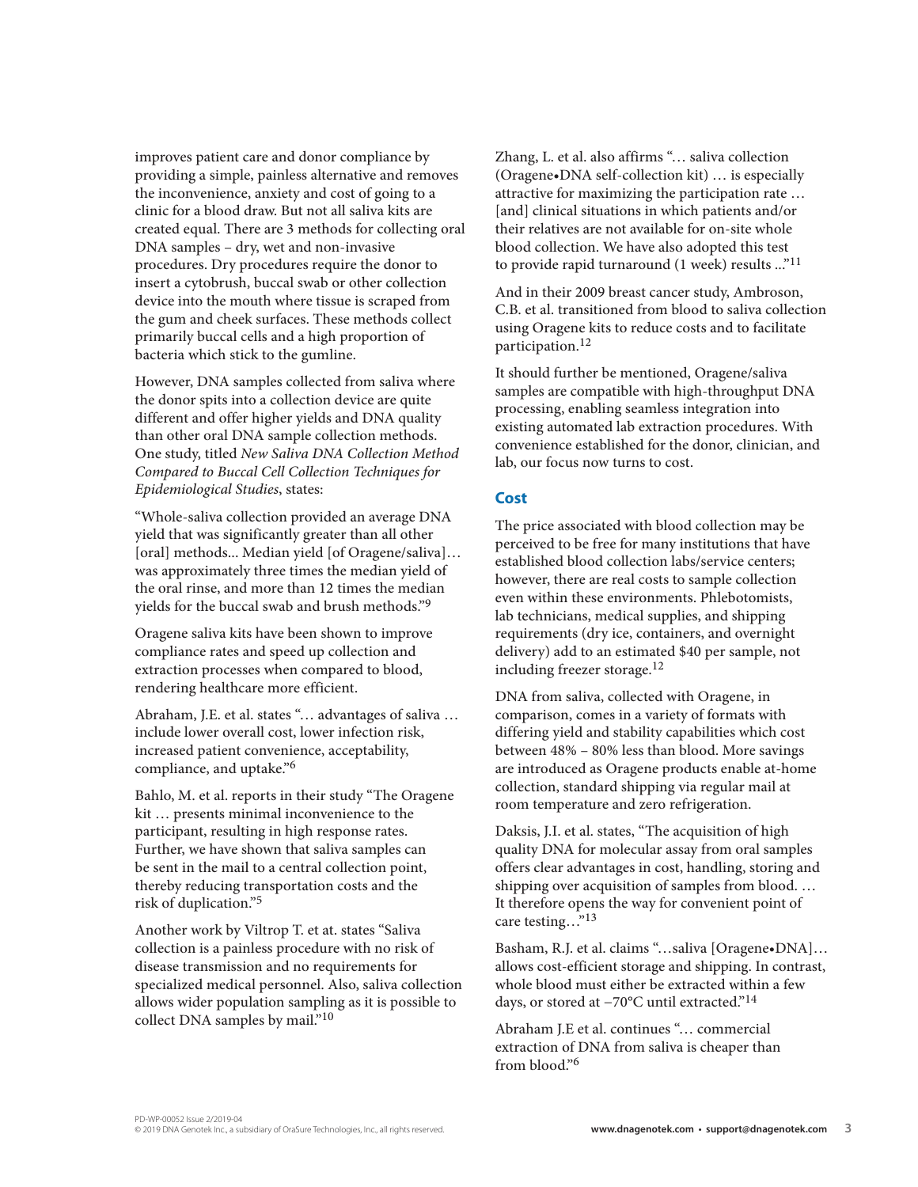improves patient care and donor compliance by providing a simple, painless alternative and removes the inconvenience, anxiety and cost of going to a clinic for a blood draw. But not all saliva kits are created equal. There are 3 methods for collecting oral DNA samples – dry, wet and non-invasive procedures. Dry procedures require the donor to insert a cytobrush, buccal swab or other collection device into the mouth where tissue is scraped from the gum and cheek surfaces. These methods collect primarily buccal cells and a high proportion of bacteria which stick to the gumline.

However, DNA samples collected from saliva where the donor spits into a collection device are quite different and offer higher yields and DNA quality than other oral DNA sample collection methods. One study, titled *New Saliva DNA Collection Method Compared to Buccal Cell Collection Techniques for Epidemiological Studies*, states:

"Whole-saliva collection provided an average DNA yield that was significantly greater than all other [oral] methods... Median yield [of Oragene/saliva]… was approximately three times the median yield of the oral rinse, and more than 12 times the median yields for the buccal swab and brush methods."[9]

Oragene saliva kits have been shown to improve compliance rates and speed up collection and extraction processes when compared to blood, rendering healthcare more efficient.

Abraham, J.E. et al. states "… advantages of saliva … include lower overall cost, lower infection risk, increased patient convenience, acceptability, compliance, and uptake."[6]

Bahlo, M. et al. reports in their study "The Oragene kit … presents minimal inconvenience to the participant, resulting in high response rates. Further, we have shown that saliva samples can be sent in the mail to a central collection point, thereby reducing transportation costs and the risk of duplication."[5]

Another work by Viltrop T. et at. states "Saliva collection is a painless procedure with no risk of disease transmission and no requirements for specialized medical personnel. Also, saliva collection allows wider population sampling as it is possible to collect DNA samples by mail."[10]

Zhang, L. et al. also affirms "… saliva collection (Oragene•DNA self-collection kit) … is especially attractive for maximizing the participation rate … [and] clinical situations in which patients and/or their relatives are not available for on-site whole blood collection. We have also adopted this test to provide rapid turnaround (1 week) results ..."[11]

And in their 2009 breast cancer study, Ambroson, C.B. et al. transitioned from blood to saliva collection using Oragene kits to reduce costs and to facilitate participation.[12]

It should further be mentioned, Oragene/saliva samples are compatible with high-throughput DNA processing, enabling seamless integration into existing automated lab extraction procedures. With convenience established for the donor, clinician, and lab, our focus now turns to cost.

## Cost

The price associated with blood collection may be perceived to be free for many institutions that have established blood collection labs/service centers; however, there are real costs to sample collection even within these environments. Phlebotomists, lab technicians, medical supplies, and shipping requirements (dry ice, containers, and overnight delivery) add to an estimated $40 per sample, not including freezer storage.[12]

DNA from saliva, collected with Oragene, in comparison, comes in a variety of formats with differing yield and stability capabilities which cost between 48% – 80% less than blood. More savings are introduced as Oragene products enable at-home collection, standard shipping via regular mail at room temperature and zero refrigeration.

Daksis, J.I. et al. states, "The acquisition of high quality DNA for molecular assay from oral samples offers clear advantages in cost, handling, storing and shipping over acquisition of samples from blood. … It therefore opens the way for convenient point of care testing…"[13]

Basham, R.J. et al. claims "…saliva [Oragene•DNA]… allows cost-efficient storage and shipping. In contrast, whole blood must either be extracted within a few days, or stored at −70°C until extracted."[14]

Abraham J.E et al. continues "… commercial extraction of DNA from saliva is cheaper than from blood."[6]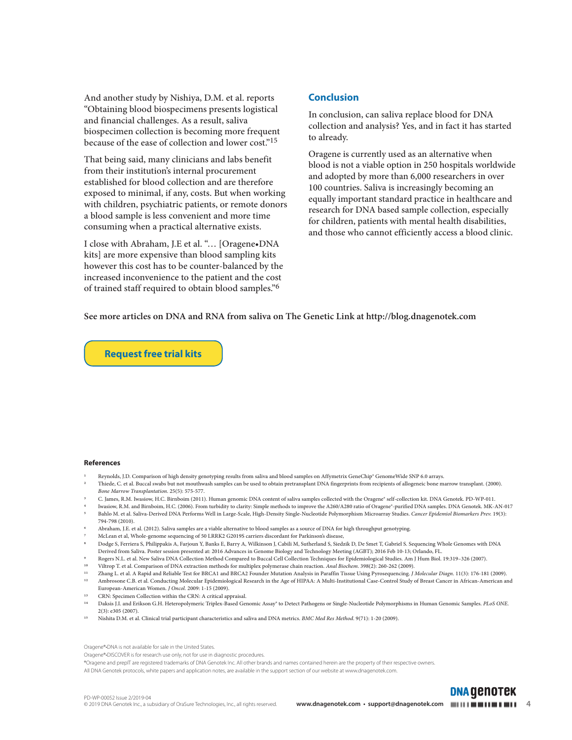And another study by Nishiya, D.M. et al. reports "Obtaining blood biospecimens presents logistical and financial challenges. As a result, saliva biospecimen collection is becoming more frequent because of the ease of collection and lower cost."[15]

That being said, many clinicians and labs benefit from their institution's internal procurement established for blood collection and are therefore exposed to minimal, if any, costs. But when working with children, psychiatric patients, or remote donors a blood sample is less convenient and more time consuming when a practical alternative exists.

I close with Abraham, J.E et al. "… [Oragene•DNA kits] are more expensive than blood sampling kits however this cost has to be counter-balanced by the increased inconvenience to the patient and the cost of trained staff required to obtain blood samples."[6]

## Conclusion

In conclusion, can saliva replace blood for DNA collection and analysis? Yes, and in fact it has started to already.

Oragene is currently used as an alternative when blood is not a viable option in 250 hospitals worldwide and adopted by more than 6,000 researchers in over 100 countries. Saliva is increasingly becoming an equally important standard practice in healthcare and research for DNA based sample collection, especially for children, patients with mental health disabilities, and those who cannot efficiently access a blood clinic.

**See more articles on DNA and RNA from saliva on The Genetic Link at http://blog.dnagenotek.com**

**Request free trial kits**

### References

1. Reynolds, J.D. Comparison of high density genotyping results from saliva and blood samples on Affymetrix GeneChip® GenomeWide SNP 6.0 arrays.
2. Thiede, C. et al. Buccal swabs but not mouthwash samples can be used to obtain pretransplant DNA fingerprints from recipients of allogeneic bone marrow transplant. (2000). *Bone Marrow Transplantation*. 25(5): 575-577.
3. C. James, R.M. Iwasiow, H.C. Birnboim (2011). Human genomic DNA content of saliva samples collected with the Oragene® self-collection kit. DNA Genotek. PD-WP-011.
4. Iwasiow, R.M. and Birnboim, H.C. (2006). From turbidity to clarity: Simple methods to improve the A260/A280 ratio of Oragene®-purified DNA samples. DNA Genotek. MK-AN-017
5. Bahlo M. et al. Saliva-Derived DNA Performs Well in Large-Scale, High-Density Single-Nucleotide Polymorphism Microarray Studies. *Cancer Epidemiol Biomarkers Prev.* 19(3): 794-798 (2010).
6. Abraham, J.E. et al. (2012). Saliva samples are a viable alternative to blood samples as a source of DNA for high throughput genotyping.
7. McLean et al, Whole-genome sequencing of 50 LRRK2 G2019S carriers discordant for Parkinson's disease,
8. Dodge S, Ferriera S, Philippakis A, Farjoun Y, Banks E, Barry A, Wilkinson J, Cabili M, Sutherland S, Siedzik D, De Smet T, Gabriel S. Sequencing Whole Genomes with DNA Derived from Saliva. Poster session presented at: 2016 Advances in Genome Biology and Technology Meeting (AGBT); 2016 Feb 10-13; Orlando, FL.
9. Rogers N.L. et al. New Saliva DNA Collection Method Compared to Buccal Cell Collection Techniques for Epidemiological Studies. Am J Hum Biol. 19:319–326 (2007).
10. Viltrop T. et al. Comparison of DNA extraction methods for multiplex polymerase chain reaction. *Anal Biochem*. 398(2): 260-262 (2009).
11. Zhang L. et al. A Rapid and Reliable Test for BRCA1 and BRCA2 Founder Mutation Analysis in Paraffin Tissue Using Pyrosequencing. *J Molecular Diagn*. 11(3): 176-181 (2009).
12. Ambrosone C.B. et al. Conducting Molecular Epidemiological Research in the Age of HIPAA: A Multi-Institutional Case-Control Study of Breast Cancer in African-American and European-American Women. *J Oncol.* 2009: 1-15 (2009).
13. CRN: Specimen Collection within the CRN: A critical appraisal.
14. Daksis J.I. and Erikson G.H. Heteropolymeric Triplex-Based Genomic Assay® to Detect Pathogens or Single-Nucleotide Polymorphisms in Human Genomic Samples. *PLoS ONE*. 2(3): e305 (2007).
15. Nishita D.M. et al. Clinical trial participant characteristics and saliva and DNA metrics. *BMC Med Res Method*. 9(71): 1-20 (2009).

Oragene®•DNA is not available for sale in the United States.

Oragene®•DISCOVER is for research use only, not for use in diagnostic procedures.

®Oragene and prepIT are registered trademarks of DNA Genotek Inc. All other brands and names contained herein are the property of their respective owners.

All DNA Genotek protocols, white papers and application notes, are available in the support section of our website at www.dnagenotek.com.

PD-WP-00052 Issue 2/2019-04

© 2019 DNA Genotek Inc., a subsidiary of OraSure Technologies, Inc., all rights reserved.

**www.dnagenotek.com • support@dnagenotek.com**